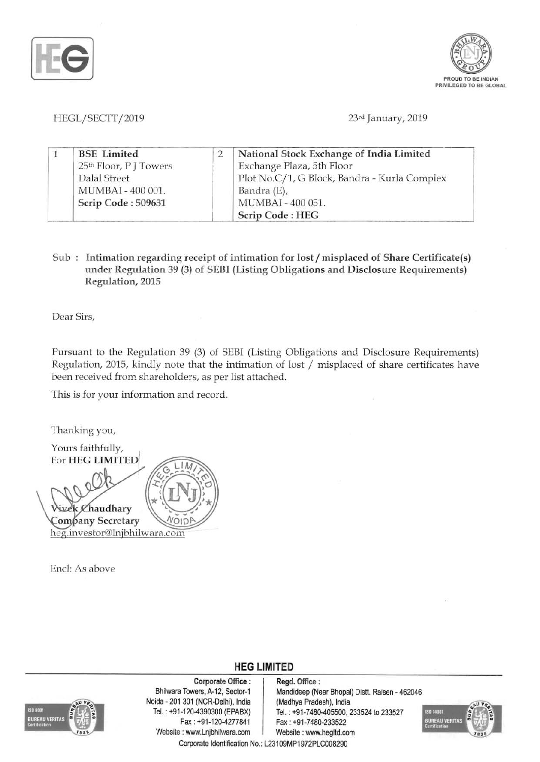HEGL/SECTT/2019

23rd January, 2019

| 1 | BSE Limited<br>25th Floor, P J Towers<br>Dalal Street<br>MUMBAI - 400 001.<br>**Scrip Code : 509631** | 2 | **National Stock Exchange of India Limited**<br>Exchange Plaza, 5th Floor<br>Plot No.C/1, G Block, Bandra - Kurla Complex<br>Bandra (E),<br>MUMBAI - 400 051.<br>**Scrip Code : HEG** |
|---|---|---|---|

Sub : **Intimation regarding receipt of intimation for lost / misplaced of Share Certificate(s) under Regulation 39 (3) of SEBI (Listing Obligations and Disclosure Requirements) Regulation, 2015**

Dear Sirs,

Pursuant to the Regulation 39 (3) of SEBI (Listing Obligations and Disclosure Requirements) Regulation, 2015, kindly note that the intimation of lost / misplaced of share certificates have been received from shareholders, as per list attached.

This is for your information and record.

Thanking you,

Yours faithfully,
For **HEG LIMITED**

**Vivek Chaudhary**
**Company Secretary**
heg.investor@lnjbhilwara.com

Encl: As above

**HEG LIMITED**

**Corporate Office :** Bhilwara Towers, A-12, Sector-1 Noida - 201 301 (NCR-Delhi), India Tel. : +91-120-4390300 (EPABX) Fax : +91-120-4277841 Website : www.Lnjbhilwara.com

**Regd. Office :** Mandideep (Near Bhopal) Distt. Raisen - 462046 (Madhya Pradesh), India Tel. : +91-7480-405500, 233524 to 233527 Fax : +91-7480-233522 Website : www.hegltd.com

Corporate Identification No.: L23109MP1972PLC008290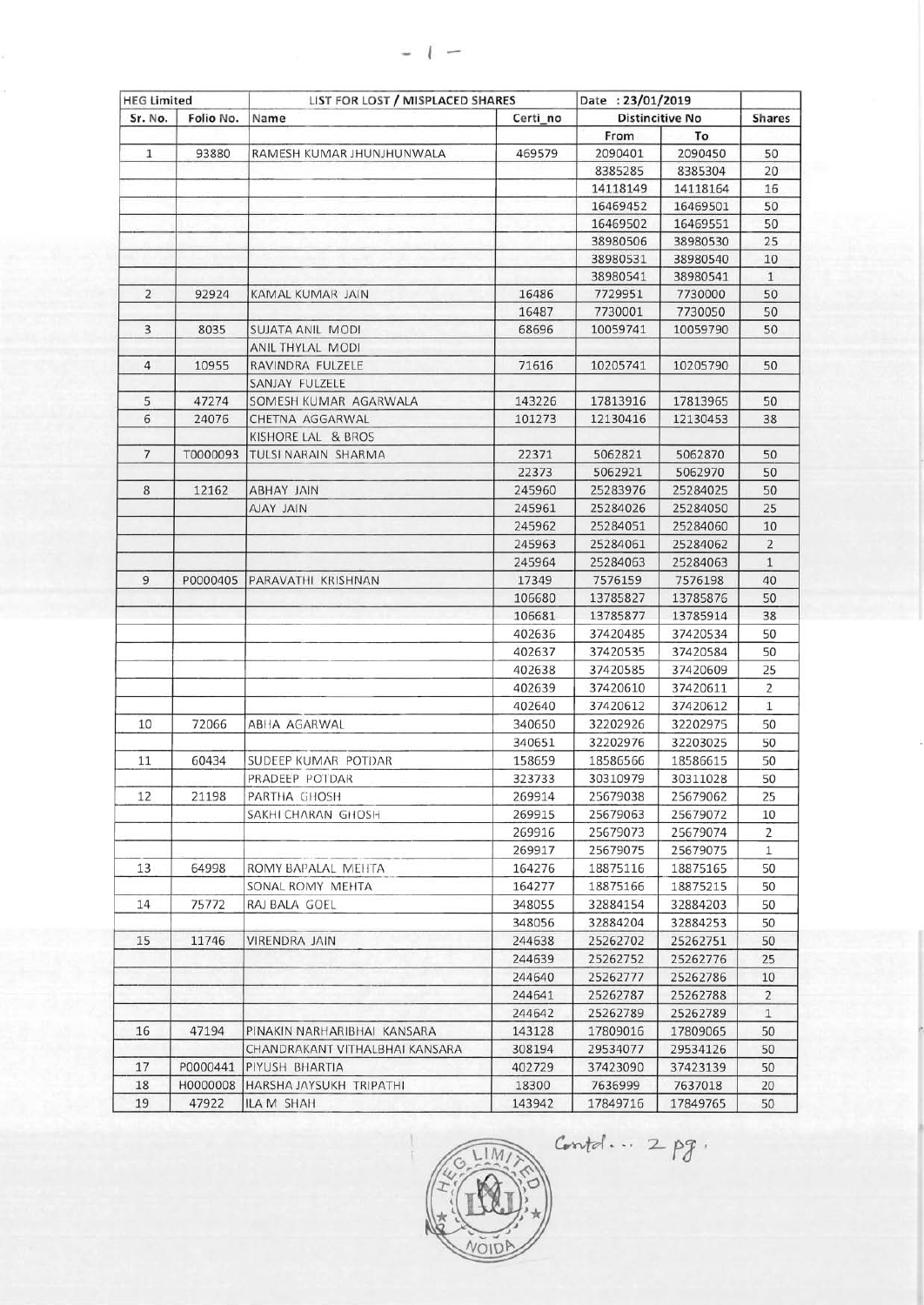| HEG Limited | | LIST FOR LOST / MISPLACED SHARES | | Date : 23/01/2019 | | |
|---|---|---|---|---|---|---|
| Sr. No. | Folio No. | Name | Certi_no | Distinctive No | | Shares |
| | | | | From | To | |
| 1 | 93880 | RAMESH KUMAR JHUNJHUNWALA | 469579 | 2090401 | 2090450 | 50 |
| | | | | 8385285 | 8385304 | 20 |
| | | | | 14118149 | 14118164 | 16 |
| | | | | 16469452 | 16469501 | 50 |
| | | | | 16469502 | 16469551 | 50 |
| | | | | 38980506 | 38980530 | 25 |
| | | | | 38980531 | 38980540 | 10 |
| | | | | 38980541 | 38980541 | 1 |
| 2 | 92924 | KAMAL KUMAR JAIN | 16486 | 7729951 | 7730000 | 50 |
| | | | 16487 | 7730001 | 7730050 | 50 |
| 3 | 8035 | SUJATA ANIL MODI | 68696 | 10059741 | 10059790 | 50 |
| | | ANIL THYLAL MODI | | | | |
| 4 | 10955 | RAVINDRA FULZELE | 71616 | 10205741 | 10205790 | 50 |
| | | SANJAY FULZELE | | | | |
| 5 | 47274 | SOMESH KUMAR AGARWALA | 143226 | 17813916 | 17813965 | 50 |
| 6 | 24076 | CHETNA AGGARWAL | 101273 | 12130416 | 12130453 | 38 |
| | | KISHORE LAL & BROS | | | | |
| 7 | T0000093 | TULSI NARAIN SHARMA | 22371 | 5062821 | 5062870 | 50 |
| | | | 22373 | 5062921 | 5062970 | 50 |
| 8 | 12162 | ABHAY JAIN | 245960 | 25283976 | 25284025 | 50 |
| | | AJAY JAIN | 245961 | 25284026 | 25284050 | 25 |
| | | | 245962 | 25284051 | 25284060 | 10 |
| | | | 245963 | 25284061 | 25284062 | 2 |
| | | | 245964 | 25284063 | 25284063 | 1 |
| 9 | P0000405 | PARAVATHI KRISHNAN | 17349 | 7576159 | 7576198 | 40 |
| | | | 106680 | 13785827 | 13785876 | 50 |
| | | | 106681 | 13785877 | 13785914 | 38 |
| | | | 402636 | 37420485 | 37420534 | 50 |
| | | | 402637 | 37420535 | 37420584 | 50 |
| | | | 402638 | 37420585 | 37420609 | 25 |
| | | | 402639 | 37420610 | 37420611 | 2 |
| | | | 402640 | 37420612 | 37420612 | 1 |
| 10 | 72066 | ABHA AGARWAL | 340650 | 32202926 | 32202975 | 50 |
| | | | 340651 | 32202976 | 32203025 | 50 |
| 11 | 60434 | SUDEEP KUMAR POTDAR | 158659 | 18586566 | 18586615 | 50 |
| | | PRADEEP POTDAR | 323733 | 30310979 | 30311028 | 50 |
| 12 | 21198 | PARTHA GHOSH | 269914 | 25679038 | 25679062 | 25 |
| | | SAKHI CHARAN GHOSH | 269915 | 25679063 | 25679072 | 10 |
| | | | 269916 | 25679073 | 25679074 | 2 |
| | | | 269917 | 25679075 | 25679075 | 1 |
| 13 | 64998 | ROMY BAPALAL MEHTA | 164276 | 18875116 | 18875165 | 50 |
| | | SONAL ROMY MEHTA | 164277 | 18875166 | 18875215 | 50 |
| 14 | 75772 | RAJ BALA GOEL | 348055 | 32884154 | 32884203 | 50 |
| | | | 348056 | 32884204 | 32884253 | 50 |
| 15 | 11746 | VIRENDRA JAIN | 244638 | 25262702 | 25262751 | 50 |
| | | | 244639 | 25262752 | 25262776 | 25 |
| | | | 244640 | 25262777 | 25262786 | 10 |
| | | | 244641 | 25262787 | 25262788 | 2 |
| | | | 244642 | 25262789 | 25262789 | 1 |
| 16 | 47194 | PINAKIN NARHARIBHAI KANSARA | 143128 | 17809016 | 17809065 | 50 |
| | | CHANDRAKANT VITHALBHAI KANSARA | 308194 | 29534077 | 29534126 | 50 |
| 17 | P0000441 | PIYUSH BHARTIA | 402729 | 37423090 | 37423139 | 50 |
| 18 | H0000008 | HARSHA JAYSUKH TRIPATHI | 18300 | 7636999 | 7637018 | 20 |
| 19 | 47922 | ILA M SHAH | 143942 | 17849716 | 17849765 | 50 |

Contd... 2 pg.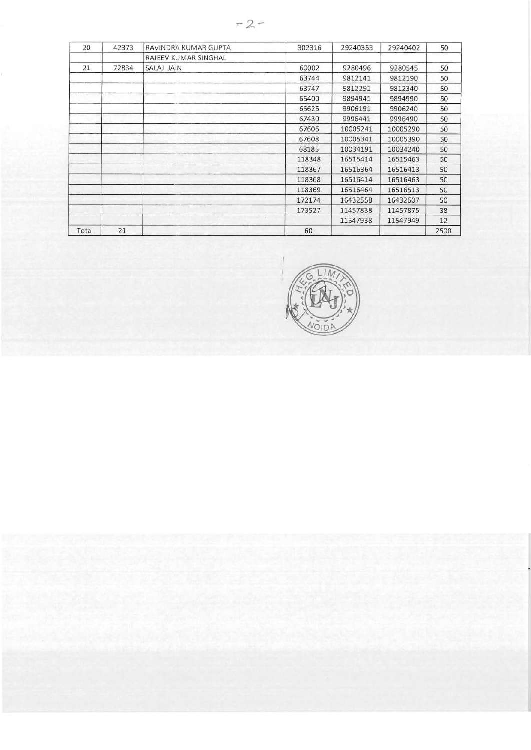| | | | | | | |
|---|---|---|---|---|---|---|
| 20 | 42373 | RAVINDRA KUMAR GUPTA | 302316 | 29240353 | 29240402 | 50 |
| | | RAJEEV KUMAR SINGHAL | | | | |
| 21 | 72834 | SALAJ JAIN | 60002 | 9280496 | 9280545 | 50 |
| | | | 63744 | 9812141 | 9812190 | 50 |
| | | | 63747 | 9812291 | 9812340 | 50 |
| | | | 65400 | 9894941 | 9894990 | 50 |
| | | | 65625 | 9906191 | 9906240 | 50 |
| | | | 67430 | 9996441 | 9996490 | 50 |
| | | | 67606 | 10005241 | 10005290 | 50 |
| | | | 67608 | 10005341 | 10005390 | 50 |
| | | | 68185 | 10034191 | 10034240 | 50 |
| | | | 118348 | 16515414 | 16515463 | 50 |
| | | | 118367 | 16516364 | 16516413 | 50 |
| | | | 118368 | 16516414 | 16516463 | 50 |
| | | | 118369 | 16516464 | 16516513 | 50 |
| | | | 172174 | 16432558 | 16432607 | 50 |
| | | | 173527 | 11457838 | 11457875 | 38 |
| | | | | 11547938 | 11547949 | 12 |
| Total | 21 | | 60 | | | 2500 |